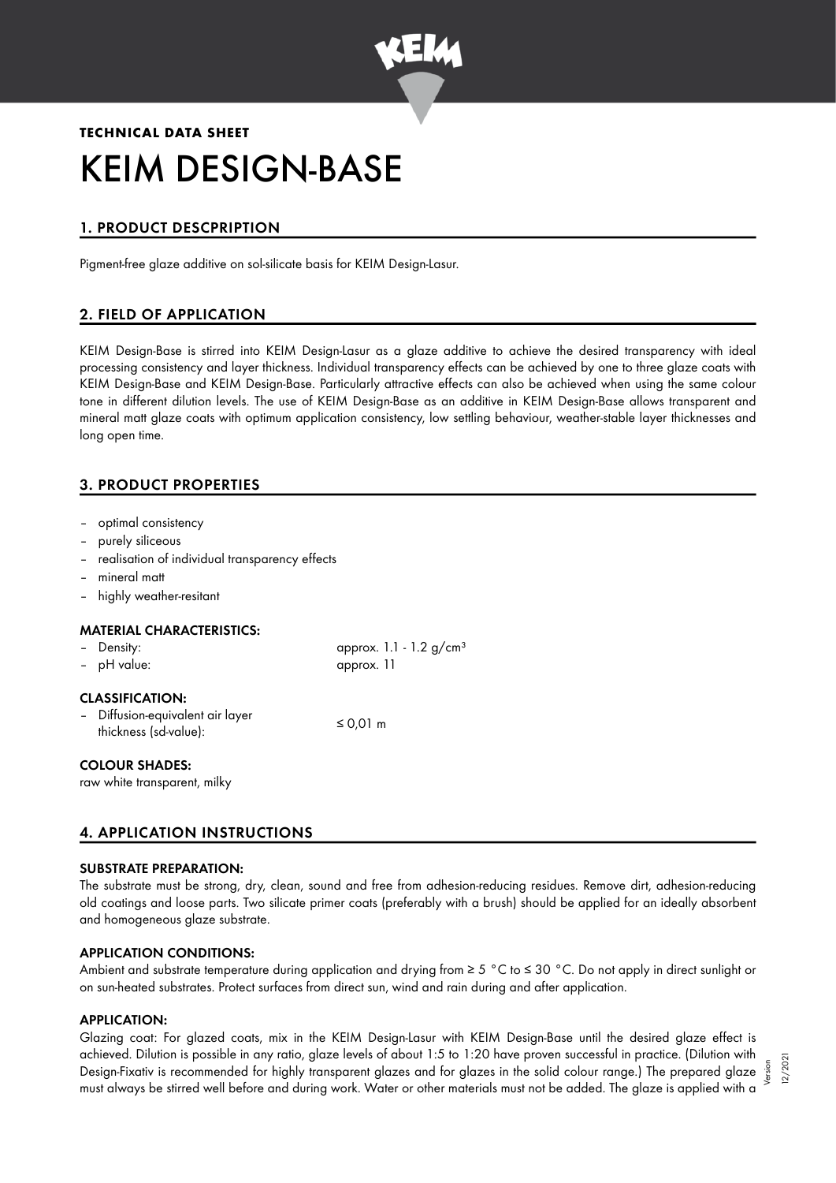**TECHNICAL DATA SHEET**

# KEIM DESIGN-BASE

## 1. PRODUCT DESCPRIPTION

Pigment-free glaze additive on sol-silicate basis for KEIM Design-Lasur.

## 2. FIELD OF APPLICATION

KEIM Design-Base is stirred into KEIM Design-Lasur as a glaze additive to achieve the desired transparency with ideal processing consistency and layer thickness. Individual transparency effects can be achieved by one to three glaze coats with KEIM Design-Base and KEIM Design-Base. Particularly attractive effects can also be achieved when using the same colour tone in different dilution levels. The use of KEIM Design-Base as an additive in KEIM Design-Base allows transparent and mineral matt glaze coats with optimum application consistency, low settling behaviour, weather-stable layer thicknesses and long open time.

## 3. PRODUCT PROPERTIES

- optimal consistency
- purely siliceous
- realisation of individual transparency effects
- mineral matt
- highly weather-resitant

### MATERIAL CHARACTERISTICS:

| | |
|---|---|
| – Density: | approx. 1.1 - 1.2 g/cm³ |
| – pH value: | approx. 11 |

### CLASSIFICATION:

| | |
|---|---|
| – Diffusion-equivalent air layer thickness (sd-value): | ≤ 0,01 m |

### COLOUR SHADES:

raw white transparent, milky

## 4. APPLICATION INSTRUCTIONS

### SUBSTRATE PREPARATION:

The substrate must be strong, dry, clean, sound and free from adhesion-reducing residues. Remove dirt, adhesion-reducing old coatings and loose parts. Two silicate primer coats (preferably with a brush) should be applied for an ideally absorbent and homogeneous glaze substrate.

### APPLICATION CONDITIONS:

Ambient and substrate temperature during application and drying from ≥ 5 °C to ≤ 30 °C. Do not apply in direct sunlight or on sun-heated substrates. Protect surfaces from direct sun, wind and rain during and after application.

### APPLICATION:

Glazing coat: For glazed coats, mix in the KEIM Design-Lasur with KEIM Design-Base until the desired glaze effect is achieved. Dilution is possible in any ratio, glaze levels of about 1:5 to 1:20 have proven successful in practice. (Dilution with Design-Fixativ is recommended for highly transparent glazes and for glazes in the solid colour range.) The prepared glaze must always be stirred well before and during work. Water or other materials must not be added. The glaze is applied with a

Version 12/2021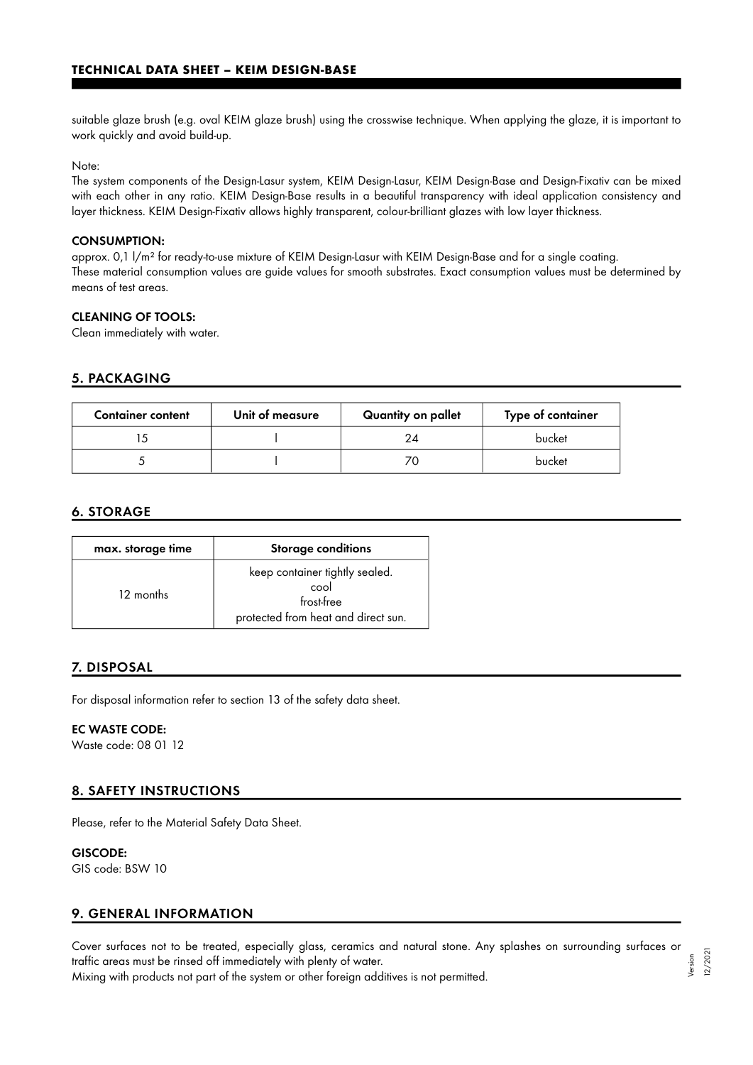suitable glaze brush (e.g. oval KEIM glaze brush) using the crosswise technique. When applying the glaze, it is important to work quickly and avoid build-up.

Note:
The system components of the Design-Lasur system, KEIM Design-Lasur, KEIM Design-Base and Design-Fixativ can be mixed with each other in any ratio. KEIM Design-Base results in a beautiful transparency with ideal application consistency and layer thickness. KEIM Design-Fixativ allows highly transparent, colour-brilliant glazes with low layer thickness.

**CONSUMPTION:**
approx. 0,1 l/m² for ready-to-use mixture of KEIM Design-Lasur with KEIM Design-Base and for a single coating.
These material consumption values are guide values for smooth substrates. Exact consumption values must be determined by means of test areas.

**CLEANING OF TOOLS:**
Clean immediately with water.

## 5. PACKAGING

| Container content | Unit of measure | Quantity on pallet | Type of container |
|---|---|---|---|
| 15 | l | 24 | bucket |
| 5 | l | 70 | bucket |

## 6. STORAGE

| max. storage time | Storage conditions |
|---|---|
| 12 months | keep container tightly sealed.<br>cool<br>frost-free<br>protected from heat and direct sun. |

## 7. DISPOSAL

For disposal information refer to section 13 of the safety data sheet.

**EC WASTE CODE:**
Waste code: 08 01 12

## 8. SAFETY INSTRUCTIONS

Please, refer to the Material Safety Data Sheet.

**GISCODE:**
GIS code: BSW 10

## 9. GENERAL INFORMATION

Cover surfaces not to be treated, especially glass, ceramics and natural stone. Any splashes on surrounding surfaces or traffic areas must be rinsed off immediately with plenty of water.
Mixing with products not part of the system or other foreign additives is not permitted.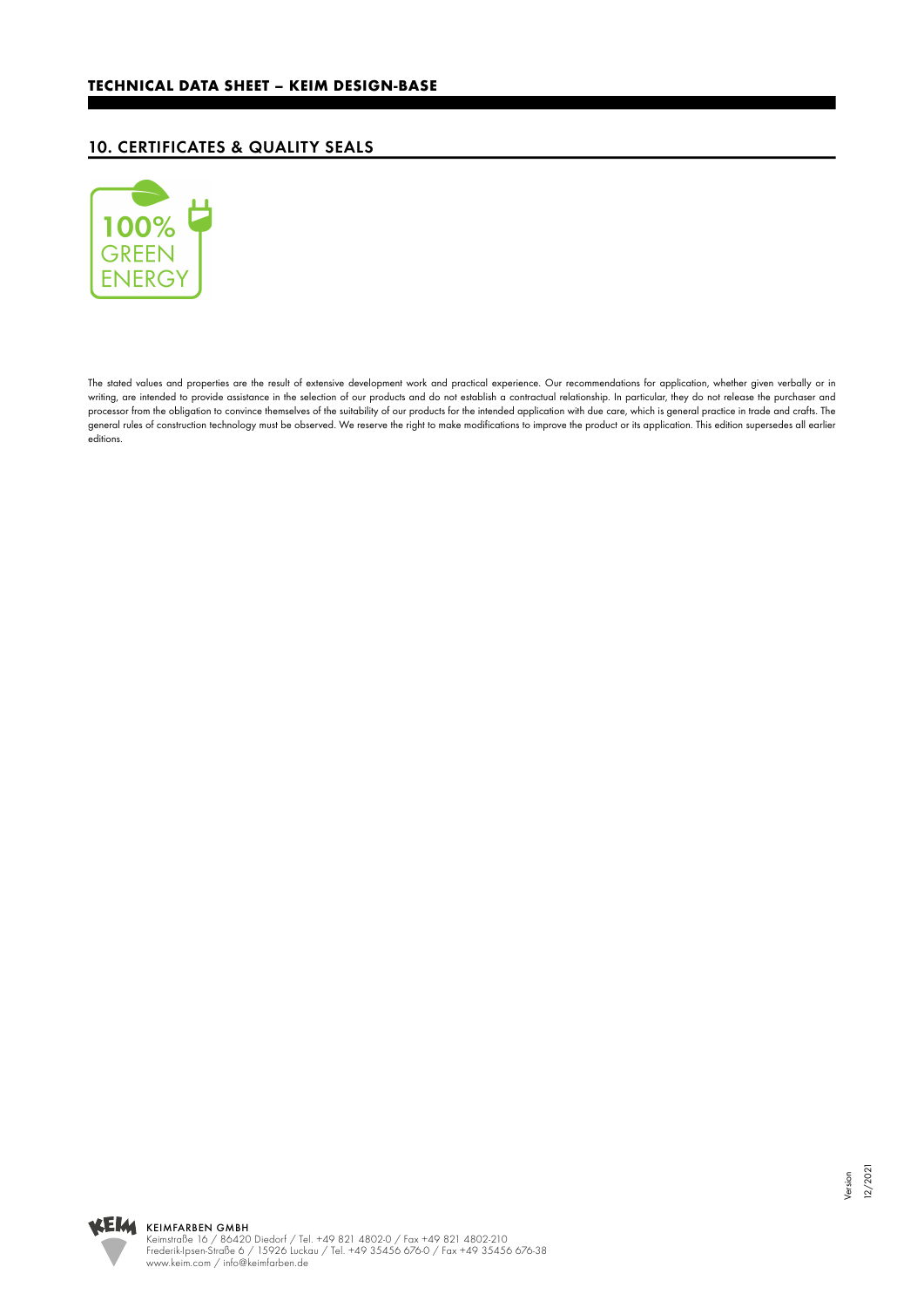## 10. CERTIFICATES & QUALITY SEALS

100% GREEN ENERGY

The stated values and properties are the result of extensive development work and practical experience. Our recommendations for application, whether given verbally or in writing, are intended to provide assistance in the selection of our products and do not establish a contractual relationship. In particular, they do not release the purchaser and processor from the obligation to convince themselves of the suitability of our products for the intended application with due care, which is general practice in trade and crafts. The general rules of construction technology must be observed. We reserve the right to make modifications to improve the product or its application. This edition supersedes all earlier editions.

KEIMFARBEN GMBH
Keimstraße 16 / 86420 Diedorf / Tel. +49 821 4802-0 / Fax +49 821 4802-210
Frederik-Ipsen-Straße 6 / 15926 Luckau / Tel. +49 35456 676-0 / Fax +49 35456 676-38
www.keim.com / info@keimfarben.de

Version 12/2021